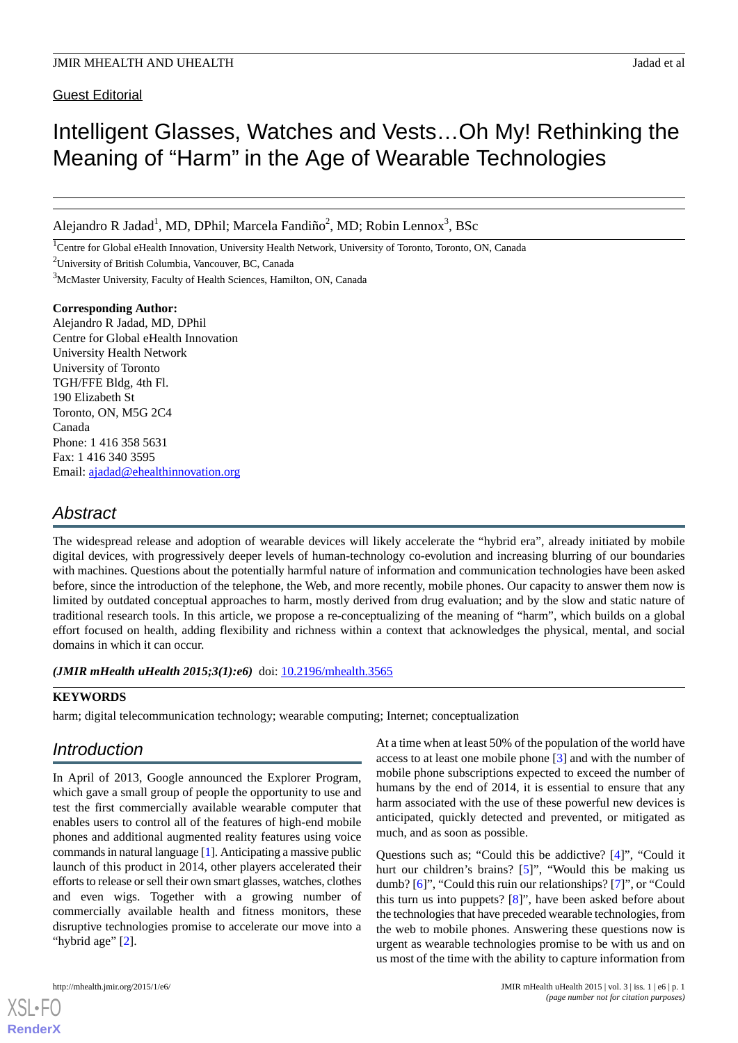Guest Editorial

# Intelligent Glasses, Watches and Vests…Oh My! Rethinking the Meaning of “Harm” in the Age of Wearable Technologies

Alejandro R Jadad[1], MD, DPhil; Marcela Fandiño[2], MD; Robin Lennox[3], BSc

[1]Centre for Global eHealth Innovation, University Health Network, University of Toronto, Toronto, ON, Canada

[2]University of British Columbia, Vancouver, BC, Canada

[3]McMaster University, Faculty of Health Sciences, Hamilton, ON, Canada

**Corresponding Author:**
Alejandro R Jadad, MD, DPhil
Centre for Global eHealth Innovation
University Health Network
University of Toronto
TGH/FFE Bldg, 4th Fl.
190 Elizabeth St
Toronto, ON, M5G 2C4
Canada
Phone: 1 416 358 5631
Fax: 1 416 340 3595
Email: ajadad@ehealthinnovation.org

## Abstract

The widespread release and adoption of wearable devices will likely accelerate the “hybrid era”, already initiated by mobile digital devices, with progressively deeper levels of human-technology co-evolution and increasing blurring of our boundaries with machines. Questions about the potentially harmful nature of information and communication technologies have been asked before, since the introduction of the telephone, the Web, and more recently, mobile phones. Our capacity to answer them now is limited by outdated conceptual approaches to harm, mostly derived from drug evaluation; and by the slow and static nature of traditional research tools. In this article, we propose a re-conceptualizing of the meaning of “harm”, which builds on a global effort focused on health, adding flexibility and richness within a context that acknowledges the physical, mental, and social domains in which it can occur.

***(JMIR mHealth uHealth 2015;3(1):e6)*** doi: 10.2196/mhealth.3565

**KEYWORDS**

harm; digital telecommunication technology; wearable computing; Internet; conceptualization

## Introduction

In April of 2013, Google announced the Explorer Program, which gave a small group of people the opportunity to use and test the first commercially available wearable computer that enables users to control all of the features of high-end mobile phones and additional augmented reality features using voice commands in natural language [1]. Anticipating a massive public launch of this product in 2014, other players accelerated their efforts to release or sell their own smart glasses, watches, clothes and even wigs. Together with a growing number of commercially available health and fitness monitors, these disruptive technologies promise to accelerate our move into a “hybrid age” [2].

At a time when at least 50% of the population of the world have access to at least one mobile phone [3] and with the number of mobile phone subscriptions expected to exceed the number of humans by the end of 2014, it is essential to ensure that any harm associated with the use of these powerful new devices is anticipated, quickly detected and prevented, or mitigated as much, and as soon as possible.

Questions such as; “Could this be addictive? [4]”, “Could it hurt our children’s brains? [5]”, “Would this be making us dumb? [6]”, “Could this ruin our relationships? [7]”, or “Could this turn us into puppets? [8]”, have been asked before about the technologies that have preceded wearable technologies, from the web to mobile phones. Answering these questions now is urgent as wearable technologies promise to be with us and on us most of the time with the ability to capture information from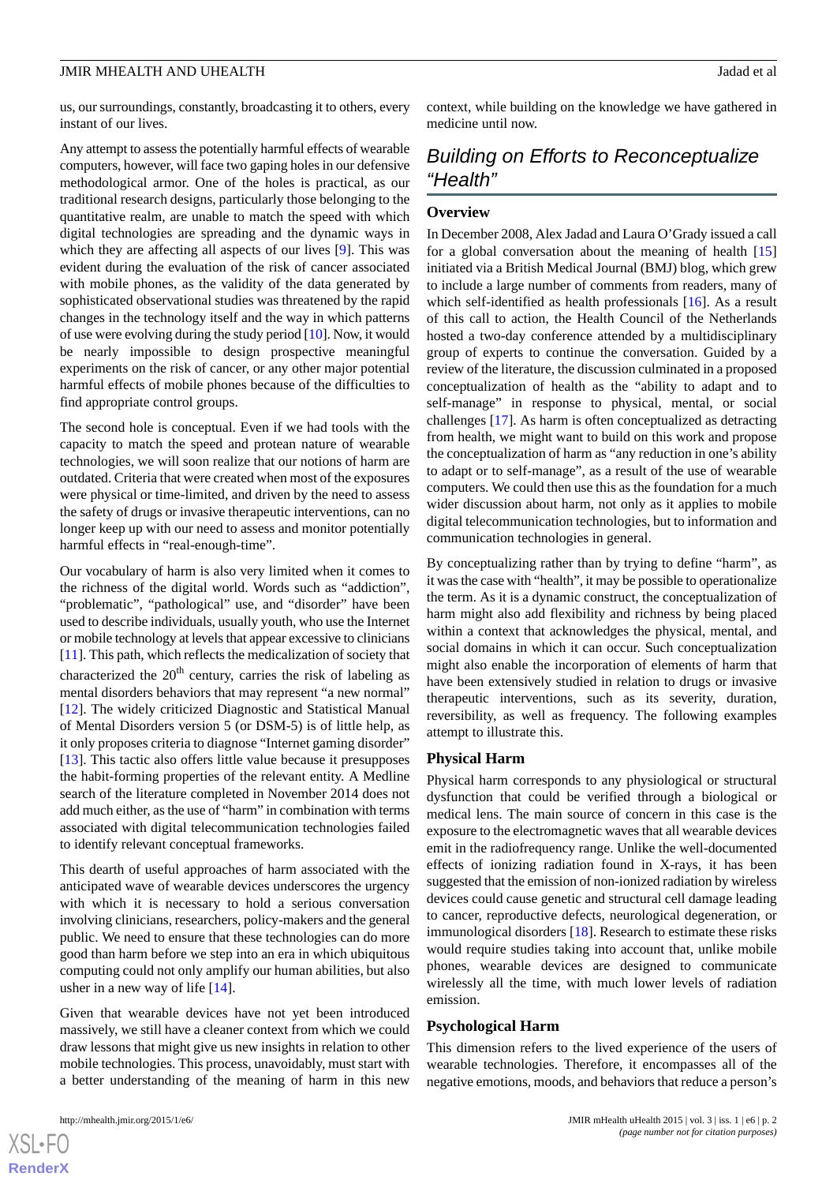us, our surroundings, constantly, broadcasting it to others, every instant of our lives.

Any attempt to assess the potentially harmful effects of wearable computers, however, will face two gaping holes in our defensive methodological armor. One of the holes is practical, as our traditional research designs, particularly those belonging to the quantitative realm, are unable to match the speed with which digital technologies are spreading and the dynamic ways in which they are affecting all aspects of our lives [9]. This was evident during the evaluation of the risk of cancer associated with mobile phones, as the validity of the data generated by sophisticated observational studies was threatened by the rapid changes in the technology itself and the way in which patterns of use were evolving during the study period [10]. Now, it would be nearly impossible to design prospective meaningful experiments on the risk of cancer, or any other major potential harmful effects of mobile phones because of the difficulties to find appropriate control groups.

The second hole is conceptual. Even if we had tools with the capacity to match the speed and protean nature of wearable technologies, we will soon realize that our notions of harm are outdated. Criteria that were created when most of the exposures were physical or time-limited, and driven by the need to assess the safety of drugs or invasive therapeutic interventions, can no longer keep up with our need to assess and monitor potentially harmful effects in "real-enough-time".

Our vocabulary of harm is also very limited when it comes to the richness of the digital world. Words such as "addiction", "problematic", "pathological" use, and "disorder" have been used to describe individuals, usually youth, who use the Internet or mobile technology at levels that appear excessive to clinicians [11]. This path, which reflects the medicalization of society that characterized the 20th century, carries the risk of labeling as mental disorders behaviors that may represent "a new normal" [12]. The widely criticized Diagnostic and Statistical Manual of Mental Disorders version 5 (or DSM-5) is of little help, as it only proposes criteria to diagnose "Internet gaming disorder" [13]. This tactic also offers little value because it presupposes the habit-forming properties of the relevant entity. A Medline search of the literature completed in November 2014 does not add much either, as the use of "harm" in combination with terms associated with digital telecommunication technologies failed to identify relevant conceptual frameworks.

This dearth of useful approaches of harm associated with the anticipated wave of wearable devices underscores the urgency with which it is necessary to hold a serious conversation involving clinicians, researchers, policy-makers and the general public. We need to ensure that these technologies can do more good than harm before we step into an era in which ubiquitous computing could not only amplify our human abilities, but also usher in a new way of life [14].

Given that wearable devices have not yet been introduced massively, we still have a cleaner context from which we could draw lessons that might give us new insights in relation to other mobile technologies. This process, unavoidably, must start with a better understanding of the meaning of harm in this new context, while building on the knowledge we have gathered in medicine until now.

## Building on Efforts to Reconceptualize "Health"

### Overview

In December 2008, Alex Jadad and Laura O'Grady issued a call for a global conversation about the meaning of health [15] initiated via a British Medical Journal (BMJ) blog, which grew to include a large number of comments from readers, many of which self-identified as health professionals [16]. As a result of this call to action, the Health Council of the Netherlands hosted a two-day conference attended by a multidisciplinary group of experts to continue the conversation. Guided by a review of the literature, the discussion culminated in a proposed conceptualization of health as the "ability to adapt and to self-manage" in response to physical, mental, or social challenges [17]. As harm is often conceptualized as detracting from health, we might want to build on this work and propose the conceptualization of harm as "any reduction in one's ability to adapt or to self-manage", as a result of the use of wearable computers. We could then use this as the foundation for a much wider discussion about harm, not only as it applies to mobile digital telecommunication technologies, but to information and communication technologies in general.

By conceptualizing rather than by trying to define "harm", as it was the case with "health", it may be possible to operationalize the term. As it is a dynamic construct, the conceptualization of harm might also add flexibility and richness by being placed within a context that acknowledges the physical, mental, and social domains in which it can occur. Such conceptualization might also enable the incorporation of elements of harm that have been extensively studied in relation to drugs or invasive therapeutic interventions, such as its severity, duration, reversibility, as well as frequency. The following examples attempt to illustrate this.

### Physical Harm

Physical harm corresponds to any physiological or structural dysfunction that could be verified through a biological or medical lens. The main source of concern in this case is the exposure to the electromagnetic waves that all wearable devices emit in the radiofrequency range. Unlike the well-documented effects of ionizing radiation found in X-rays, it has been suggested that the emission of non-ionized radiation by wireless devices could cause genetic and structural cell damage leading to cancer, reproductive defects, neurological degeneration, or immunological disorders [18]. Research to estimate these risks would require studies taking into account that, unlike mobile phones, wearable devices are designed to communicate wirelessly all the time, with much lower levels of radiation emission.

### Psychological Harm

This dimension refers to the lived experience of the users of wearable technologies. Therefore, it encompasses all of the negative emotions, moods, and behaviors that reduce a person's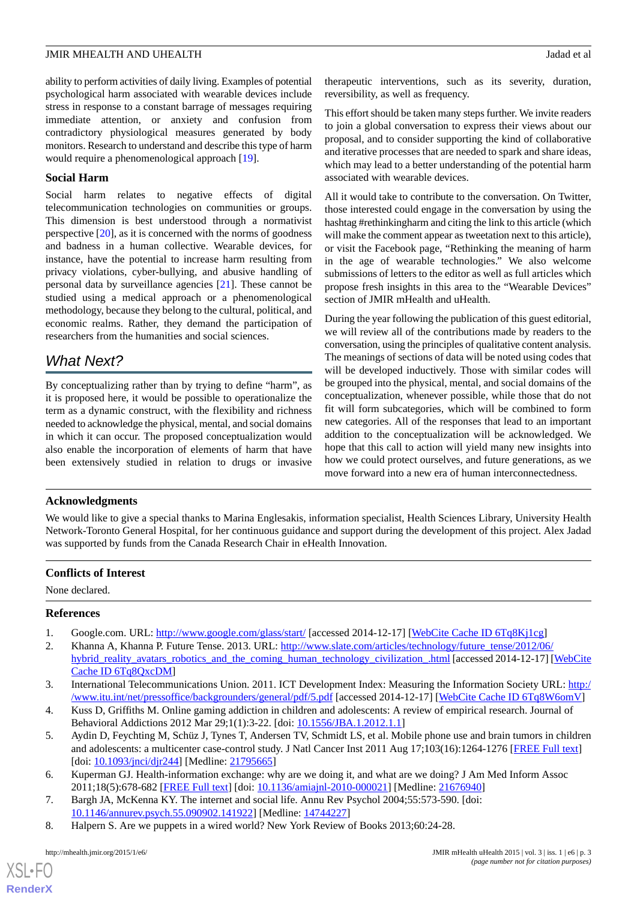ability to perform activities of daily living. Examples of potential psychological harm associated with wearable devices include stress in response to a constant barrage of messages requiring immediate attention, or anxiety and confusion from contradictory physiological measures generated by body monitors. Research to understand and describe this type of harm would require a phenomenological approach [19].

### Social Harm

Social harm relates to negative effects of digital telecommunication technologies on communities or groups. This dimension is best understood through a normativist perspective [20], as it is concerned with the norms of goodness and badness in a human collective. Wearable devices, for instance, have the potential to increase harm resulting from privacy violations, cyber-bullying, and abusive handling of personal data by surveillance agencies [21]. These cannot be studied using a medical approach or a phenomenological methodology, because they belong to the cultural, political, and economic realms. Rather, they demand the participation of researchers from the humanities and social sciences.

## *What Next?*

By conceptualizing rather than by trying to define "harm", as it is proposed here, it would be possible to operationalize the term as a dynamic construct, with the flexibility and richness needed to acknowledge the physical, mental, and social domains in which it can occur. The proposed conceptualization would also enable the incorporation of elements of harm that have been extensively studied in relation to drugs or invasive therapeutic interventions, such as its severity, duration, reversibility, as well as frequency.

This effort should be taken many steps further. We invite readers to join a global conversation to express their views about our proposal, and to consider supporting the kind of collaborative and iterative processes that are needed to spark and share ideas, which may lead to a better understanding of the potential harm associated with wearable devices.

All it would take to contribute to the conversation. On Twitter, those interested could engage in the conversation by using the hashtag #rethinkingharm and citing the link to this article (which will make the comment appear as tweetation next to this article), or visit the Facebook page, "Rethinking the meaning of harm in the age of wearable technologies." We also welcome submissions of letters to the editor as well as full articles which propose fresh insights in this area to the "Wearable Devices" section of JMIR mHealth and uHealth.

During the year following the publication of this guest editorial, we will review all of the contributions made by readers to the conversation, using the principles of qualitative content analysis. The meanings of sections of data will be noted using codes that will be developed inductively. Those with similar codes will be grouped into the physical, mental, and social domains of the conceptualization, whenever possible, while those that do not fit will form subcategories, which will be combined to form new categories. All of the responses that lead to an important addition to the conceptualization will be acknowledged. We hope that this call to action will yield many new insights into how we could protect ourselves, and future generations, as we move forward into a new era of human interconnectedness.

### Acknowledgments

We would like to give a special thanks to Marina Englesakis, information specialist, Health Sciences Library, University Health Network-Toronto General Hospital, for her continuous guidance and support during the development of this project. Alex Jadad was supported by funds from the Canada Research Chair in eHealth Innovation.

### Conflicts of Interest

None declared.

### References

1. Google.com. URL: http://www.google.com/glass/start/ [accessed 2014-12-17] [WebCite Cache ID 6Tq8Kj1cg]
2. Khanna A, Khanna P. Future Tense. 2013. URL: http://www.slate.com/articles/technology/future_tense/2012/06/hybrid_reality_avatars_robotics_and_the_coming_human_technology_civilization_.html [accessed 2014-12-17] [WebCite Cache ID 6Tq8QxcDM]
3. International Telecommunications Union. 2011. ICT Development Index: Measuring the Information Society URL: http://www.itu.int/net/pressoffice/backgrounders/general/pdf/5.pdf [accessed 2014-12-17] [WebCite Cache ID 6Tq8W6omV]
4. Kuss D, Griffiths M. Online gaming addiction in children and adolescents: A review of empirical research. Journal of Behavioral Addictions 2012 Mar 29;1(1):3-22. [doi: 10.1556/JBA.1.2012.1.1]
5. Aydin D, Feychting M, Schüz J, Tynes T, Andersen TV, Schmidt LS, et al. Mobile phone use and brain tumors in children and adolescents: a multicenter case-control study. J Natl Cancer Inst 2011 Aug 17;103(16):1264-1276 [FREE Full text] [doi: 10.1093/jnci/djr244] [Medline: 21795665]
6. Kuperman GJ. Health-information exchange: why are we doing it, and what are we doing? J Am Med Inform Assoc 2011;18(5):678-682 [FREE Full text] [doi: 10.1136/amiajnl-2010-000021] [Medline: 21676940]
7. Bargh JA, McKenna KY. The internet and social life. Annu Rev Psychol 2004;55:573-590. [doi: 10.1146/annurev.psych.55.090902.141922] [Medline: 14744227]
8. Halpern S. Are we puppets in a wired world? New York Review of Books 2013;60:24-28.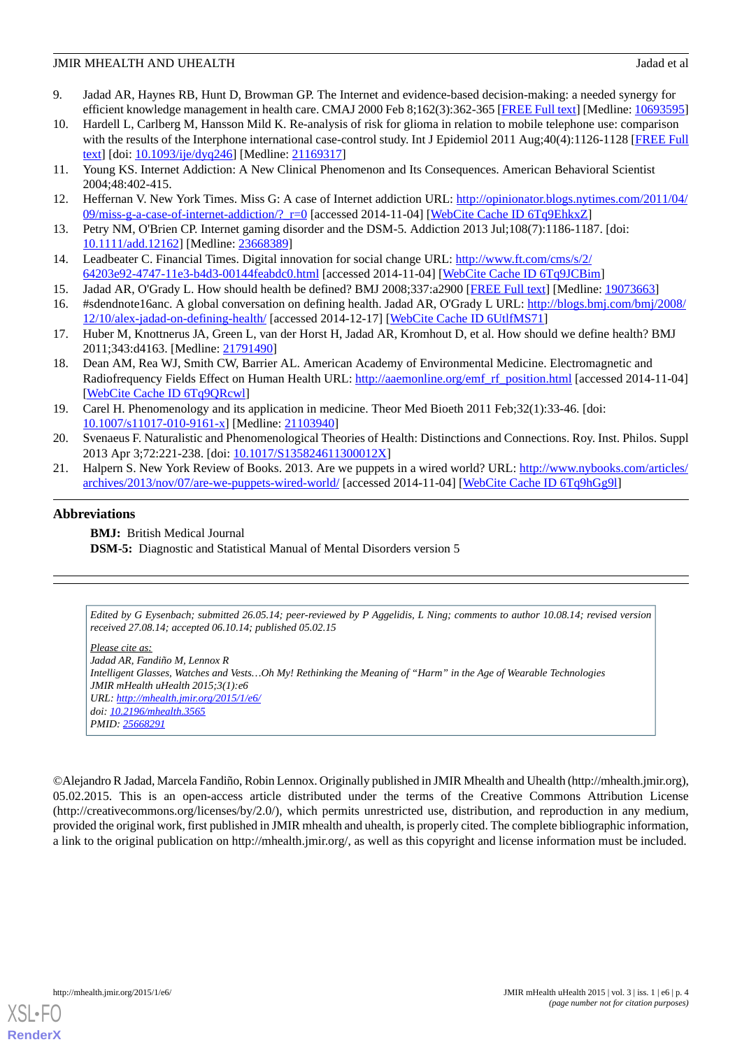9. Jadad AR, Haynes RB, Hunt D, Browman GP. The Internet and evidence-based decision-making: a needed synergy for efficient knowledge management in health care. CMAJ 2000 Feb 8;162(3):362-365 [FREE Full text] [Medline: 10693595]
10. Hardell L, Carlberg M, Hansson Mild K. Re-analysis of risk for glioma in relation to mobile telephone use: comparison with the results of the Interphone international case-control study. Int J Epidemiol 2011 Aug;40(4):1126-1128 [FREE Full text] [doi: 10.1093/ije/dyq246] [Medline: 21169317]
11. Young KS. Internet Addiction: A New Clinical Phenomenon and Its Consequences. American Behavioral Scientist 2004;48:402-415.
12. Heffernan V. New York Times. Miss G: A case of Internet addiction URL: http://opinionator.blogs.nytimes.com/2011/04/09/miss-g-a-case-of-internet-addiction/?_r=0 [accessed 2014-11-04] [WebCite Cache ID 6Tq9EhkxZ]
13. Petry NM, O'Brien CP. Internet gaming disorder and the DSM-5. Addiction 2013 Jul;108(7):1186-1187. [doi: 10.1111/add.12162] [Medline: 23668389]
14. Leadbeater C. Financial Times. Digital innovation for social change URL: http://www.ft.com/cms/s/2/64203e92-4747-11e3-b4d3-00144feabdc0.html [accessed 2014-11-04] [WebCite Cache ID 6Tq9JCBim]
15. Jadad AR, O'Grady L. How should health be defined? BMJ 2008;337:a2900 [FREE Full text] [Medline: 19073663]
16. #sdendnote16anc. A global conversation on defining health. Jadad AR, O'Grady L URL: http://blogs.bmj.com/bmj/2008/12/10/alex-jadad-on-defining-health/ [accessed 2014-12-17] [WebCite Cache ID 6UtlfMS71]
17. Huber M, Knottnerus JA, Green L, van der Horst H, Jadad AR, Kromhout D, et al. How should we define health? BMJ 2011;343:d4163. [Medline: 21791490]
18. Dean AM, Rea WJ, Smith CW, Barrier AL. American Academy of Environmental Medicine. Electromagnetic and Radiofrequency Fields Effect on Human Health URL: http://aaemonline.org/emf_rf_position.html [accessed 2014-11-04] [WebCite Cache ID 6Tq9QRcwl]
19. Carel H. Phenomenology and its application in medicine. Theor Med Bioeth 2011 Feb;32(1):33-46. [doi: 10.1007/s11017-010-9161-x] [Medline: 21103940]
20. Svenaeus F. Naturalistic and Phenomenological Theories of Health: Distinctions and Connections. Roy. Inst. Philos. Suppl 2013 Apr 3;72:221-238. [doi: 10.1017/S135824611300012X]
21. Halpern S. New York Review of Books. 2013. Are we puppets in a wired world? URL: http://www.nybooks.com/articles/archives/2013/nov/07/are-we-puppets-wired-world/ [accessed 2014-11-04] [WebCite Cache ID 6Tq9hGg9l]

## Abbreviations

**BMJ:** British Medical Journal
**DSM-5:** Diagnostic and Statistical Manual of Mental Disorders version 5

*Edited by G Eysenbach; submitted 26.05.14; peer-reviewed by P Aggelidis, L Ning; comments to author 10.08.14; revised version received 27.08.14; accepted 06.10.14; published 05.02.15*

*Please cite as:*
*Jadad AR, Fandiño M, Lennox R*
*Intelligent Glasses, Watches and Vests…Oh My! Rethinking the Meaning of "Harm" in the Age of Wearable Technologies*
*JMIR mHealth uHealth 2015;3(1):e6*
*URL: http://mhealth.jmir.org/2015/1/e6/*
*doi: 10.2196/mhealth.3565*
*PMID: 25668291*

©Alejandro R Jadad, Marcela Fandiño, Robin Lennox. Originally published in JMIR Mhealth and Uhealth (http://mhealth.jmir.org), 05.02.2015. This is an open-access article distributed under the terms of the Creative Commons Attribution License (http://creativecommons.org/licenses/by/2.0/), which permits unrestricted use, distribution, and reproduction in any medium, provided the original work, first published in JMIR mhealth and uhealth, is properly cited. The complete bibliographic information, a link to the original publication on http://mhealth.jmir.org/, as well as this copyright and license information must be included.